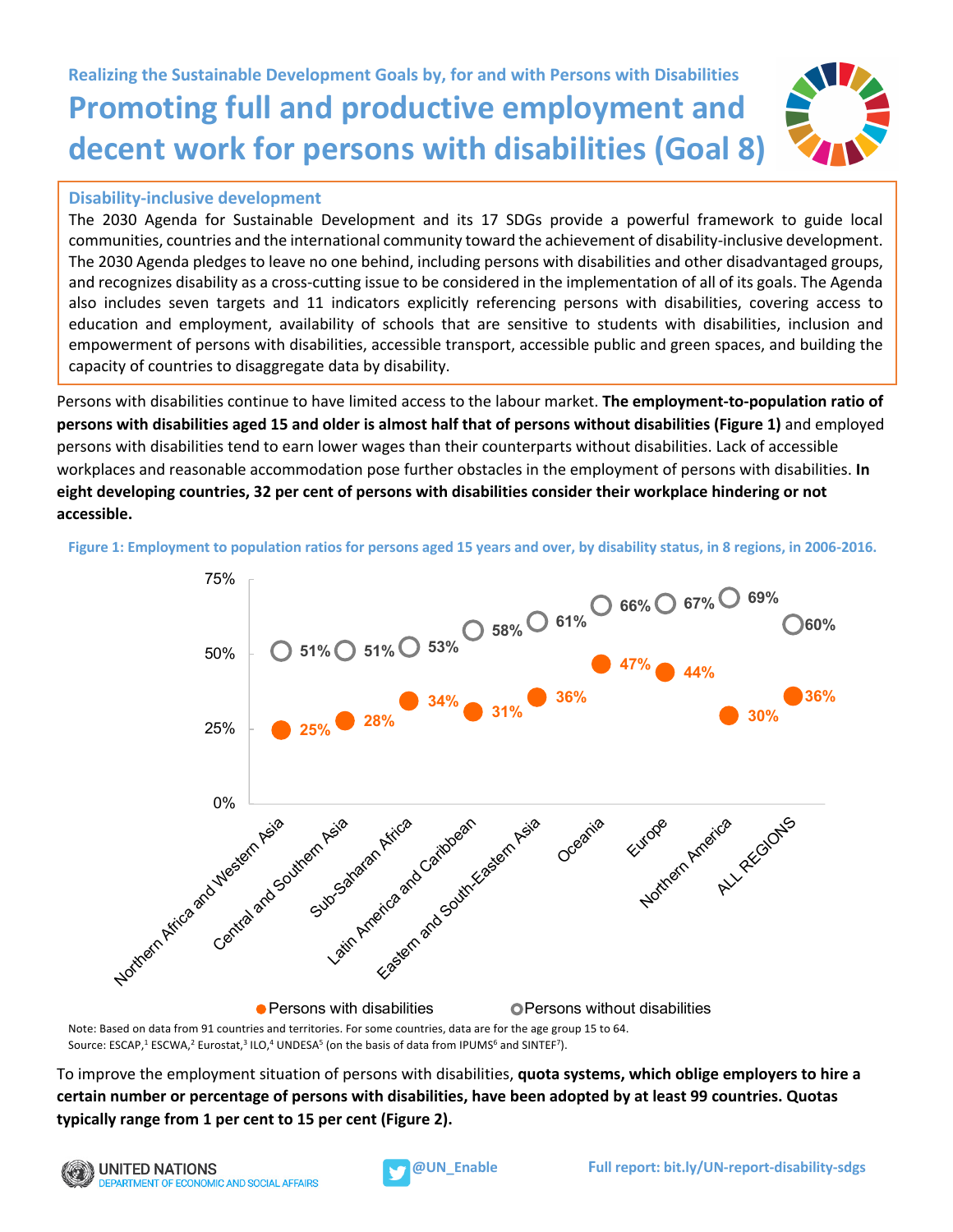Realizing the Sustainable Development Goals by, for and with Persons with Disabilities

# Promoting full and productive employment and decent work for persons with disabilities (Goal 8)

## Disability-inclusive development

The 2030 Agenda for Sustainable Development and its 17 SDGs provide a powerful framework to guide local communities, countries and the international community toward the achievement of disability-inclusive development. The 2030 Agenda pledges to leave no one behind, including persons with disabilities and other disadvantaged groups, and recognizes disability as a cross-cutting issue to be considered in the implementation of all of its goals. The Agenda also includes seven targets and 11 indicators explicitly referencing persons with disabilities, covering access to education and employment, availability of schools that are sensitive to students with disabilities, inclusion and empowerment of persons with disabilities, accessible transport, accessible public and green spaces, and building the capacity of countries to disaggregate data by disability.

Persons with disabilities continue to have limited access to the labour market. **The employment-to-population ratio of persons with disabilities aged 15 and older is almost half that of persons without disabilities (Figure 1)** and employed persons with disabilities tend to earn lower wages than their counterparts without disabilities. Lack of accessible workplaces and reasonable accommodation pose further obstacles in the employment of persons with disabilities. **In eight developing countries, 32 per cent of persons with disabilities consider their workplace hindering or not accessible.**

**Figure 1: Employment to population ratios for persons aged 15 years and over, by disability status, in 8 regions, in 2006-2016.**

| Region | Persons with disabilities | Persons without disabilities |
|---|---|---|
| Northern Africa and Western Asia | 25% | 51% |
| Central and Southern Asia | 28% | 51% |
| Sub-Saharan Africa | 34% | 53% |
| Latin America and Caribbean | 31% | 58% |
| Eastern and South-Eastern Asia | 36% | 61% |
| Oceania | 47% | 66% |
| Europe | 44% | 67% |
| Northern America | 30% | 69% |
| ALL REGIONS | 36% | 60% |

Note: Based on data from 91 countries and territories. For some countries, data are for the age group 15 to 64.
Source: ESCAP,[1] ESCWA,[2] Eurostat,[3] ILO,[4] UNDESA[5] (on the basis of data from IPUMS[6] and SINTEF[7]).

To improve the employment situation of persons with disabilities, **quota systems, which oblige employers to hire a certain number or percentage of persons with disabilities, have been adopted by at least 99 countries. Quotas typically range from 1 per cent to 15 per cent (Figure 2).**

UNITED NATIONS
DEPARTMENT OF ECONOMIC AND SOCIAL AFFAIRS

@UN_Enable

Full report: bit.ly/UN-report-disability-sdgs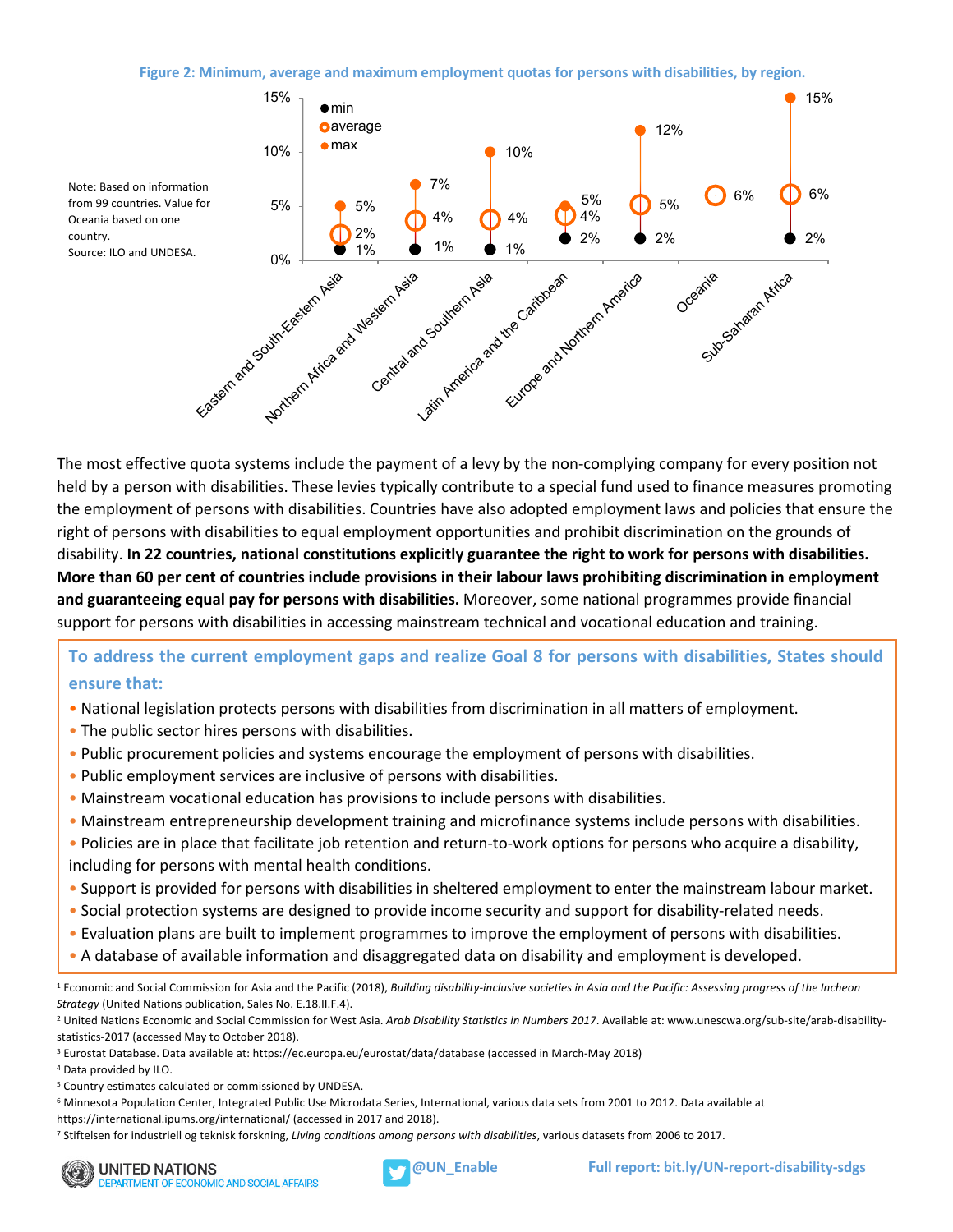**Figure 2: Minimum, average and maximum employment quotas for persons with disabilities, by region.**

15%
10%
5%
0%

min
average
max

Note: Based on information from 99 countries. Value for Oceania based on one country.
Source: ILO and UNDESA.

Eastern and South-Eastern Asia: 5%, 2%, 1%
Northern Africa and Western Asia: 7%, 4%, 1%
Central and Southern Asia: 10%, 4%, 1%
Latin America and the Caribbean: 5%, 4%, 2%
Europe and Northern America: 12%, 5%, 2%
Oceania: 6%
Sub-Saharan Africa: 15%, 6%, 2%

The most effective quota systems include the payment of a levy by the non-complying company for every position not held by a person with disabilities. These levies typically contribute to a special fund used to finance measures promoting the employment of persons with disabilities. Countries have also adopted employment laws and policies that ensure the right of persons with disabilities to equal employment opportunities and prohibit discrimination on the grounds of disability. **In 22 countries, national constitutions explicitly guarantee the right to work for persons with disabilities. More than 60 per cent of countries include provisions in their labour laws prohibiting discrimination in employment and guaranteeing equal pay for persons with disabilities.** Moreover, some national programmes provide financial support for persons with disabilities in accessing mainstream technical and vocational education and training.

**To address the current employment gaps and realize Goal 8 for persons with disabilities, States should ensure that:**

- National legislation protects persons with disabilities from discrimination in all matters of employment.
- The public sector hires persons with disabilities.
- Public procurement policies and systems encourage the employment of persons with disabilities.
- Public employment services are inclusive of persons with disabilities.
- Mainstream vocational education has provisions to include persons with disabilities.
- Mainstream entrepreneurship development training and microfinance systems include persons with disabilities.
- Policies are in place that facilitate job retention and return-to-work options for persons who acquire a disability, including for persons with mental health conditions.
- Support is provided for persons with disabilities in sheltered employment to enter the mainstream labour market.
- Social protection systems are designed to provide income security and support for disability-related needs.
- Evaluation plans are built to implement programmes to improve the employment of persons with disabilities.
- A database of available information and disaggregated data on disability and employment is developed.

[1] Economic and Social Commission for Asia and the Pacific (2018), *Building disability-inclusive societies in Asia and the Pacific: Assessing progress of the Incheon Strategy* (United Nations publication, Sales No. E.18.II.F.4).
[2] United Nations Economic and Social Commission for West Asia. *Arab Disability Statistics in Numbers 2017*. Available at: www.unescwa.org/sub-site/arab-disability-statistics-2017 (accessed May to October 2018).
[3] Eurostat Database. Data available at: https://ec.europa.eu/eurostat/data/database (accessed in March-May 2018)
[4] Data provided by ILO.
[5] Country estimates calculated or commissioned by UNDESA.
[6] Minnesota Population Center, Integrated Public Use Microdata Series, International, various data sets from 2001 to 2012. Data available at https://international.ipums.org/international/ (accessed in 2017 and 2018).
[7] Stiftelsen for industriell og teknisk forskning, *Living conditions among persons with disabilities*, various datasets from 2006 to 2017.

UNITED NATIONS
DEPARTMENT OF ECONOMIC AND SOCIAL AFFAIRS

@UN_Enable

Full report: bit.ly/UN-report-disability-sdgs